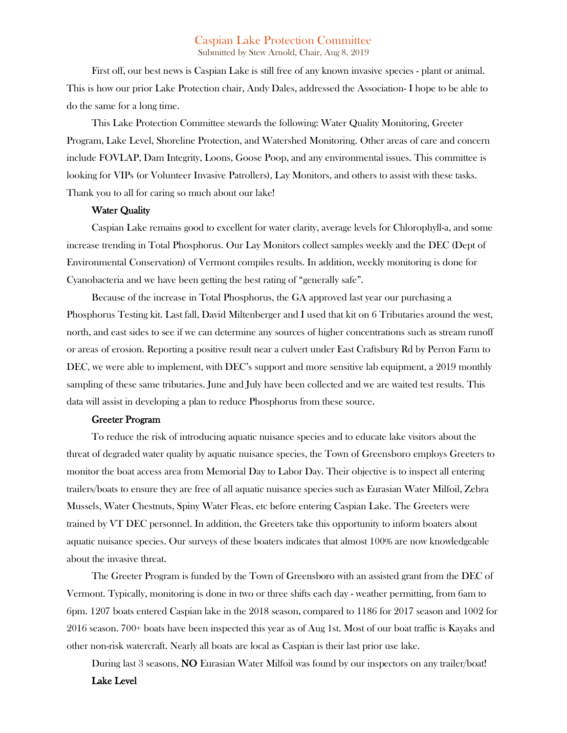# Caspian Lake Protection Committee

Submitted by Stew Arnold, Chair, Aug 8, 2019

First off, our best news is Caspian Lake is still free of any known invasive species - plant or animal. This is how our prior Lake Protection chair, Andy Dales, addressed the Association- I hope to be able to do the same for a long time.

This Lake Protection Committee stewards the following: Water Quality Monitoring, Greeter Program, Lake Level, Shoreline Protection, and Watershed Monitoring. Other areas of care and concern include FOVLAP, Dam Integrity, Loons, Goose Poop, and any environmental issues. This committee is looking for VIPs (or Volunteer Invasive Patrollers), Lay Monitors, and others to assist with these tasks. Thank you to all for caring so much about our lake!

## Water Quality

Caspian Lake remains good to excellent for water clarity, average levels for Chlorophyll-a, and some increase trending in Total Phosphorus. Our Lay Monitors collect samples weekly and the DEC (Dept of Environmental Conservation) of Vermont compiles results. In addition, weekly monitoring is done for Cyanobacteria and we have been getting the best rating of "generally safe".

Because of the increase in Total Phosphorus, the GA approved last year our purchasing a Phosphorus Testing kit. Last fall, David Miltenberger and I used that kit on 6 Tributaries around the west, north, and east sides to see if we can determine any sources of higher concentrations such as stream runoff or areas of erosion. Reporting a positive result near a culvert under East Craftsbury Rd by Perron Farm to DEC, we were able to implement, with DEC's support and more sensitive lab equipment, a 2019 monthly sampling of these same tributaries. June and July have been collected and we are waited test results. This data will assist in developing a plan to reduce Phosphorus from these source.

## Greeter Program

To reduce the risk of introducing aquatic nuisance species and to educate lake visitors about the threat of degraded water quality by aquatic nuisance species, the Town of Greensboro employs Greeters to monitor the boat access area from Memorial Day to Labor Day. Their objective is to inspect all entering trailers/boats to ensure they are free of all aquatic nuisance species such as Eurasian Water Milfoil, Zebra Mussels, Water Chestnuts, Spiny Water Fleas, etc before entering Caspian Lake. The Greeters were trained by VT DEC personnel. In addition, the Greeters take this opportunity to inform boaters about aquatic nuisance species. Our surveys of these boaters indicates that almost 100% are now knowledgeable about the invasive threat.

The Greeter Program is funded by the Town of Greensboro with an assisted grant from the DEC of Vermont. Typically, monitoring is done in two or three shifts each day - weather permitting, from 6am to 6pm. 1207 boats entered Caspian lake in the 2018 season, compared to 1186 for 2017 season and 1002 for 2016 season. 700+ boats have been inspected this year as of Aug 1st. Most of our boat traffic is Kayaks and other non-risk watercraft. Nearly all boats are local as Caspian is their last prior use lake.

During last 3 seasons, **NO** Eurasian Water Milfoil was found by our inspectors on any trailer/boat!

## Lake Level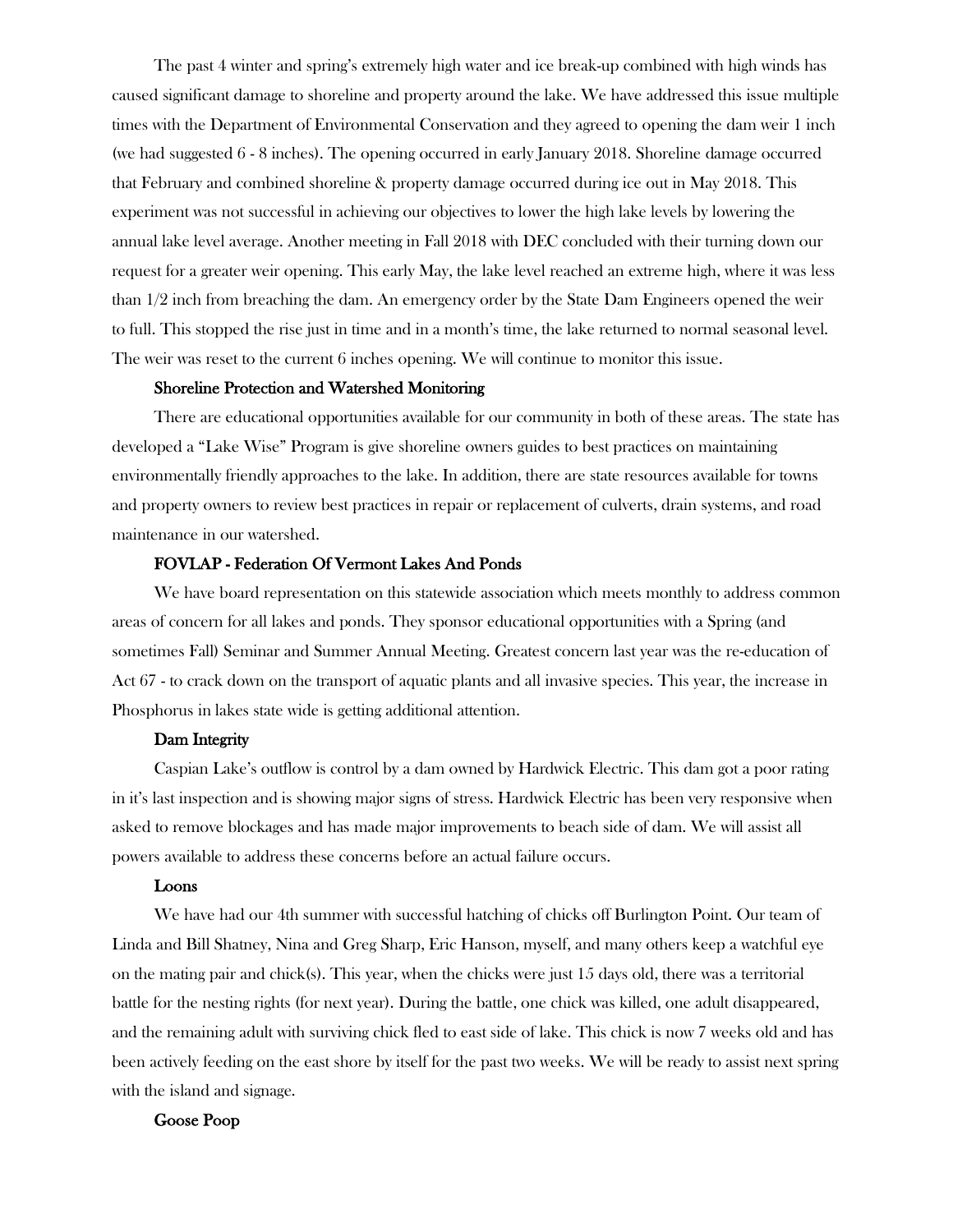The past 4 winter and spring's extremely high water and ice break-up combined with high winds has caused significant damage to shoreline and property around the lake. We have addressed this issue multiple times with the Department of Environmental Conservation and they agreed to opening the dam weir 1 inch (we had suggested 6 - 8 inches). The opening occurred in early January 2018. Shoreline damage occurred that February and combined shoreline & property damage occurred during ice out in May 2018. This experiment was not successful in achieving our objectives to lower the high lake levels by lowering the annual lake level average. Another meeting in Fall 2018 with DEC concluded with their turning down our request for a greater weir opening. This early May, the lake level reached an extreme high, where it was less than 1/2 inch from breaching the dam. An emergency order by the State Dam Engineers opened the weir to full. This stopped the rise just in time and in a month's time, the lake returned to normal seasonal level. The weir was reset to the current 6 inches opening. We will continue to monitor this issue.

### Shoreline Protection and Watershed Monitoring

There are educational opportunities available for our community in both of these areas. The state has developed a "Lake Wise" Program is give shoreline owners guides to best practices on maintaining environmentally friendly approaches to the lake. In addition, there are state resources available for towns and property owners to review best practices in repair or replacement of culverts, drain systems, and road maintenance in our watershed.

### FOVLAP - Federation Of Vermont Lakes And Ponds

We have board representation on this statewide association which meets monthly to address common areas of concern for all lakes and ponds. They sponsor educational opportunities with a Spring (and sometimes Fall) Seminar and Summer Annual Meeting. Greatest concern last year was the re-education of Act 67 - to crack down on the transport of aquatic plants and all invasive species. This year, the increase in Phosphorus in lakes state wide is getting additional attention.

### Dam Integrity

Caspian Lake's outflow is control by a dam owned by Hardwick Electric. This dam got a poor rating in it's last inspection and is showing major signs of stress. Hardwick Electric has been very responsive when asked to remove blockages and has made major improvements to beach side of dam. We will assist all powers available to address these concerns before an actual failure occurs.

### Loons

We have had our 4th summer with successful hatching of chicks off Burlington Point. Our team of Linda and Bill Shatney, Nina and Greg Sharp, Eric Hanson, myself, and many others keep a watchful eye on the mating pair and chick(s). This year, when the chicks were just 15 days old, there was a territorial battle for the nesting rights (for next year). During the battle, one chick was killed, one adult disappeared, and the remaining adult with surviving chick fled to east side of lake. This chick is now 7 weeks old and has been actively feeding on the east shore by itself for the past two weeks. We will be ready to assist next spring with the island and signage.

### Goose Poop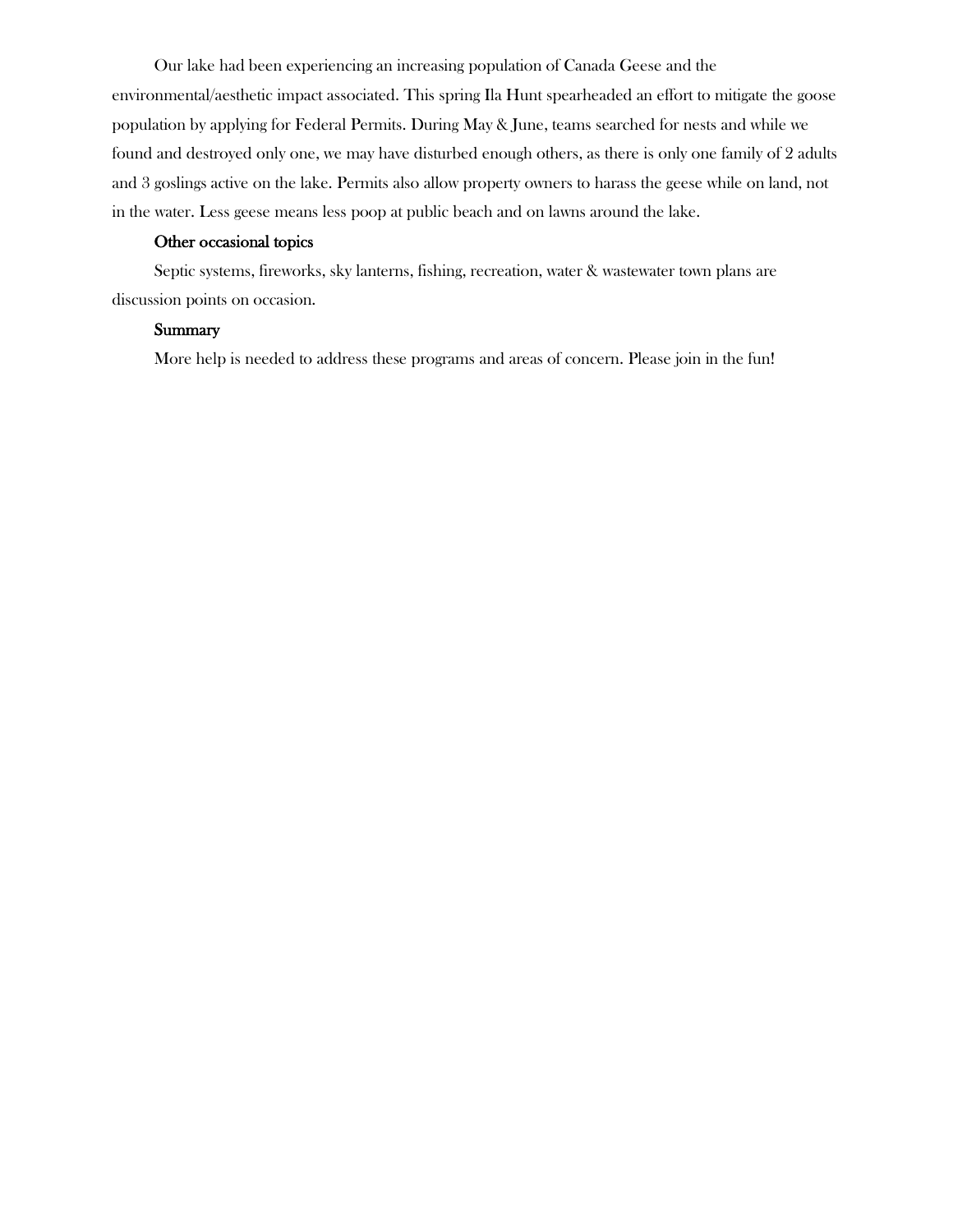Our lake had been experiencing an increasing population of Canada Geese and the environmental/aesthetic impact associated. This spring Ila Hunt spearheaded an effort to mitigate the goose population by applying for Federal Permits. During May & June, teams searched for nests and while we found and destroyed only one, we may have disturbed enough others, as there is only one family of 2 adults and 3 goslings active on the lake. Permits also allow property owners to harass the geese while on land, not in the water. Less geese means less poop at public beach and on lawns around the lake.

### Other occasional topics

Septic systems, fireworks, sky lanterns, fishing, recreation, water & wastewater town plans are discussion points on occasion.

### Summary

More help is needed to address these programs and areas of concern. Please join in the fun!